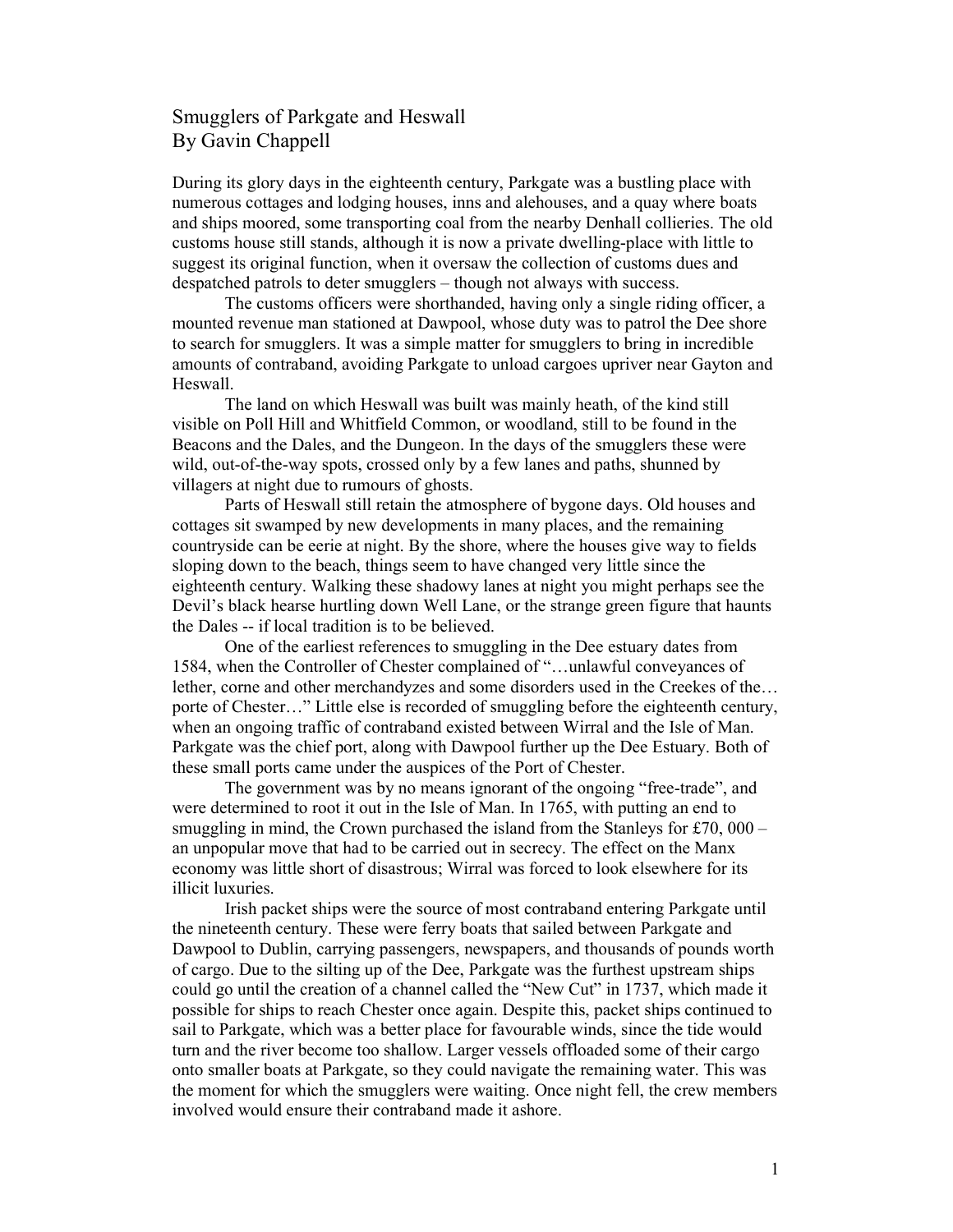# Smugglers of Parkgate and Heswall
By Gavin Chappell

During its glory days in the eighteenth century, Parkgate was a bustling place with numerous cottages and lodging houses, inns and alehouses, and a quay where boats and ships moored, some transporting coal from the nearby Denhall collieries. The old customs house still stands, although it is now a private dwelling-place with little to suggest its original function, when it oversaw the collection of customs dues and despatched patrols to deter smugglers – though not always with success.

The customs officers were shorthanded, having only a single riding officer, a mounted revenue man stationed at Dawpool, whose duty was to patrol the Dee shore to search for smugglers. It was a simple matter for smugglers to bring in incredible amounts of contraband, avoiding Parkgate to unload cargoes upriver near Gayton and Heswall.

The land on which Heswall was built was mainly heath, of the kind still visible on Poll Hill and Whitfield Common, or woodland, still to be found in the Beacons and the Dales, and the Dungeon. In the days of the smugglers these were wild, out-of-the-way spots, crossed only by a few lanes and paths, shunned by villagers at night due to rumours of ghosts.

Parts of Heswall still retain the atmosphere of bygone days. Old houses and cottages sit swamped by new developments in many places, and the remaining countryside can be eerie at night. By the shore, where the houses give way to fields sloping down to the beach, things seem to have changed very little since the eighteenth century. Walking these shadowy lanes at night you might perhaps see the Devil's black hearse hurtling down Well Lane, or the strange green figure that haunts the Dales -- if local tradition is to be believed.

One of the earliest references to smuggling in the Dee estuary dates from 1584, when the Controller of Chester complained of "…unlawful conveyances of lether, corne and other merchandyzes and some disorders used in the Creekes of the… porte of Chester…" Little else is recorded of smuggling before the eighteenth century, when an ongoing traffic of contraband existed between Wirral and the Isle of Man. Parkgate was the chief port, along with Dawpool further up the Dee Estuary. Both of these small ports came under the auspices of the Port of Chester.

The government was by no means ignorant of the ongoing "free-trade", and were determined to root it out in the Isle of Man. In 1765, with putting an end to smuggling in mind, the Crown purchased the island from the Stanleys for £70, 000 – an unpopular move that had to be carried out in secrecy. The effect on the Manx economy was little short of disastrous; Wirral was forced to look elsewhere for its illicit luxuries.

Irish packet ships were the source of most contraband entering Parkgate until the nineteenth century. These were ferry boats that sailed between Parkgate and Dawpool to Dublin, carrying passengers, newspapers, and thousands of pounds worth of cargo. Due to the silting up of the Dee, Parkgate was the furthest upstream ships could go until the creation of a channel called the "New Cut" in 1737, which made it possible for ships to reach Chester once again. Despite this, packet ships continued to sail to Parkgate, which was a better place for favourable winds, since the tide would turn and the river become too shallow. Larger vessels offloaded some of their cargo onto smaller boats at Parkgate, so they could navigate the remaining water. This was the moment for which the smugglers were waiting. Once night fell, the crew members involved would ensure their contraband made it ashore.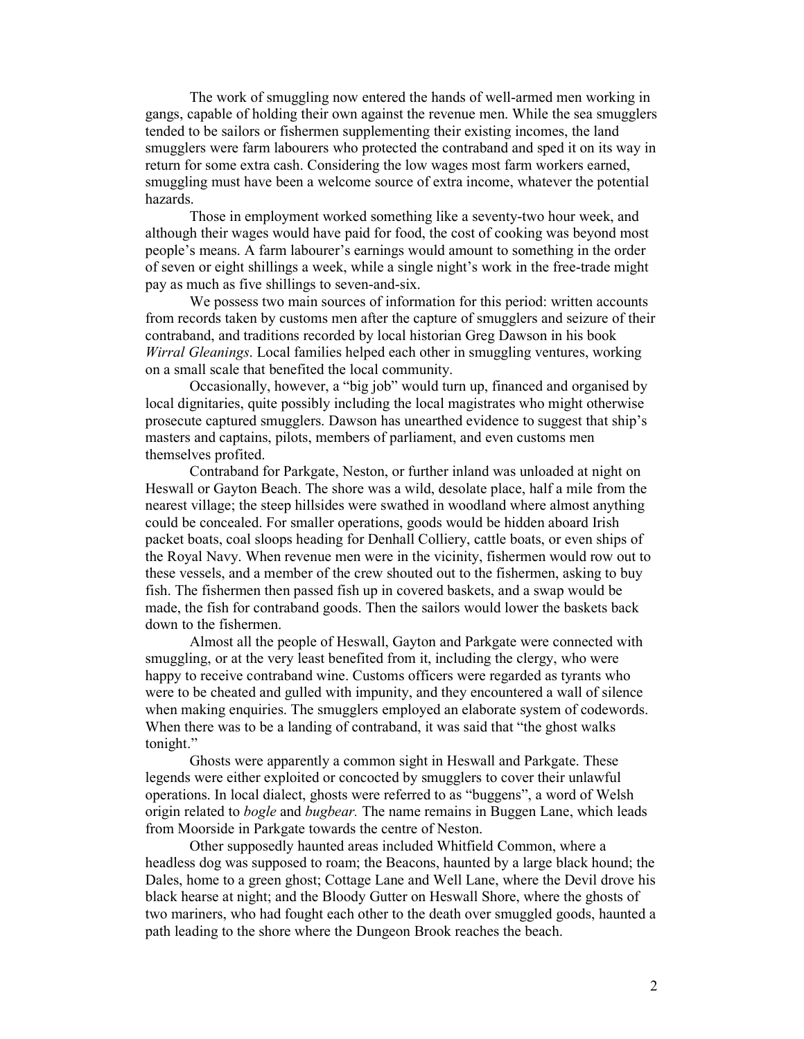The work of smuggling now entered the hands of well-armed men working in gangs, capable of holding their own against the revenue men. While the sea smugglers tended to be sailors or fishermen supplementing their existing incomes, the land smugglers were farm labourers who protected the contraband and sped it on its way in return for some extra cash. Considering the low wages most farm workers earned, smuggling must have been a welcome source of extra income, whatever the potential hazards.

Those in employment worked something like a seventy-two hour week, and although their wages would have paid for food, the cost of cooking was beyond most people's means. A farm labourer's earnings would amount to something in the order of seven or eight shillings a week, while a single night's work in the free-trade might pay as much as five shillings to seven-and-six.

We possess two main sources of information for this period: written accounts from records taken by customs men after the capture of smugglers and seizure of their contraband, and traditions recorded by local historian Greg Dawson in his book *Wirral Gleanings*. Local families helped each other in smuggling ventures, working on a small scale that benefited the local community.

Occasionally, however, a "big job" would turn up, financed and organised by local dignitaries, quite possibly including the local magistrates who might otherwise prosecute captured smugglers. Dawson has unearthed evidence to suggest that ship's masters and captains, pilots, members of parliament, and even customs men themselves profited.

Contraband for Parkgate, Neston, or further inland was unloaded at night on Heswall or Gayton Beach. The shore was a wild, desolate place, half a mile from the nearest village; the steep hillsides were swathed in woodland where almost anything could be concealed. For smaller operations, goods would be hidden aboard Irish packet boats, coal sloops heading for Denhall Colliery, cattle boats, or even ships of the Royal Navy. When revenue men were in the vicinity, fishermen would row out to these vessels, and a member of the crew shouted out to the fishermen, asking to buy fish. The fishermen then passed fish up in covered baskets, and a swap would be made, the fish for contraband goods. Then the sailors would lower the baskets back down to the fishermen.

Almost all the people of Heswall, Gayton and Parkgate were connected with smuggling, or at the very least benefited from it, including the clergy, who were happy to receive contraband wine. Customs officers were regarded as tyrants who were to be cheated and gulled with impunity, and they encountered a wall of silence when making enquiries. The smugglers employed an elaborate system of codewords. When there was to be a landing of contraband, it was said that "the ghost walks tonight."

Ghosts were apparently a common sight in Heswall and Parkgate. These legends were either exploited or concocted by smugglers to cover their unlawful operations. In local dialect, ghosts were referred to as "buggens", a word of Welsh origin related to *bogle* and *bugbear.* The name remains in Buggen Lane, which leads from Moorside in Parkgate towards the centre of Neston.

Other supposedly haunted areas included Whitfield Common, where a headless dog was supposed to roam; the Beacons, haunted by a large black hound; the Dales, home to a green ghost; Cottage Lane and Well Lane, where the Devil drove his black hearse at night; and the Bloody Gutter on Heswall Shore, where the ghosts of two mariners, who had fought each other to the death over smuggled goods, haunted a path leading to the shore where the Dungeon Brook reaches the beach.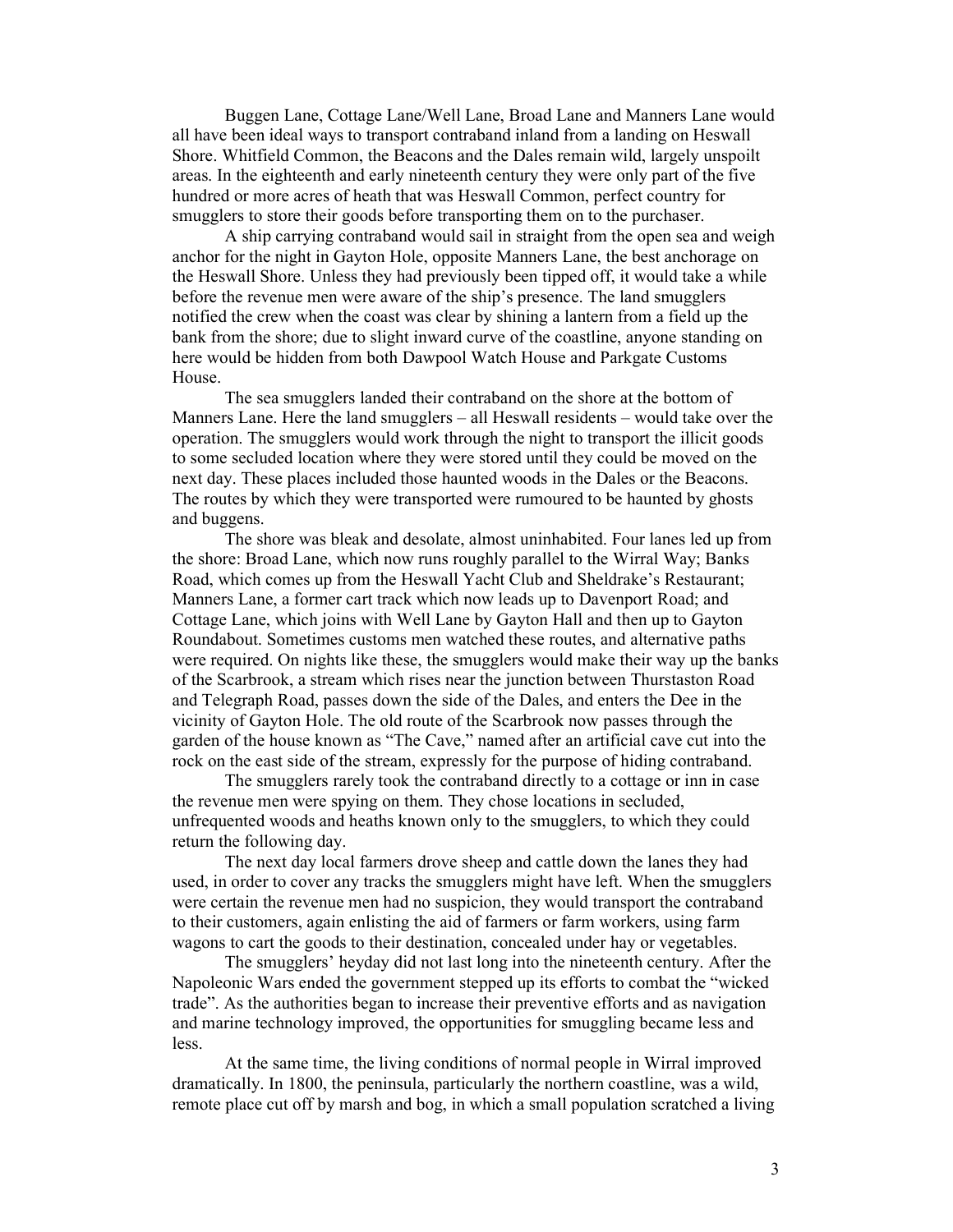Buggen Lane, Cottage Lane/Well Lane, Broad Lane and Manners Lane would all have been ideal ways to transport contraband inland from a landing on Heswall Shore. Whitfield Common, the Beacons and the Dales remain wild, largely unspoilt areas. In the eighteenth and early nineteenth century they were only part of the five hundred or more acres of heath that was Heswall Common, perfect country for smugglers to store their goods before transporting them on to the purchaser.

A ship carrying contraband would sail in straight from the open sea and weigh anchor for the night in Gayton Hole, opposite Manners Lane, the best anchorage on the Heswall Shore. Unless they had previously been tipped off, it would take a while before the revenue men were aware of the ship's presence. The land smugglers notified the crew when the coast was clear by shining a lantern from a field up the bank from the shore; due to slight inward curve of the coastline, anyone standing on here would be hidden from both Dawpool Watch House and Parkgate Customs House.

The sea smugglers landed their contraband on the shore at the bottom of Manners Lane. Here the land smugglers – all Heswall residents – would take over the operation. The smugglers would work through the night to transport the illicit goods to some secluded location where they were stored until they could be moved on the next day. These places included those haunted woods in the Dales or the Beacons. The routes by which they were transported were rumoured to be haunted by ghosts and buggens.

The shore was bleak and desolate, almost uninhabited. Four lanes led up from the shore: Broad Lane, which now runs roughly parallel to the Wirral Way; Banks Road, which comes up from the Heswall Yacht Club and Sheldrake's Restaurant; Manners Lane, a former cart track which now leads up to Davenport Road; and Cottage Lane, which joins with Well Lane by Gayton Hall and then up to Gayton Roundabout. Sometimes customs men watched these routes, and alternative paths were required. On nights like these, the smugglers would make their way up the banks of the Scarbrook, a stream which rises near the junction between Thurstaston Road and Telegraph Road, passes down the side of the Dales, and enters the Dee in the vicinity of Gayton Hole. The old route of the Scarbrook now passes through the garden of the house known as "The Cave," named after an artificial cave cut into the rock on the east side of the stream, expressly for the purpose of hiding contraband.

The smugglers rarely took the contraband directly to a cottage or inn in case the revenue men were spying on them. They chose locations in secluded, unfrequented woods and heaths known only to the smugglers, to which they could return the following day.

The next day local farmers drove sheep and cattle down the lanes they had used, in order to cover any tracks the smugglers might have left. When the smugglers were certain the revenue men had no suspicion, they would transport the contraband to their customers, again enlisting the aid of farmers or farm workers, using farm wagons to cart the goods to their destination, concealed under hay or vegetables.

The smugglers' heyday did not last long into the nineteenth century. After the Napoleonic Wars ended the government stepped up its efforts to combat the "wicked trade". As the authorities began to increase their preventive efforts and as navigation and marine technology improved, the opportunities for smuggling became less and less.

At the same time, the living conditions of normal people in Wirral improved dramatically. In 1800, the peninsula, particularly the northern coastline, was a wild, remote place cut off by marsh and bog, in which a small population scratched a living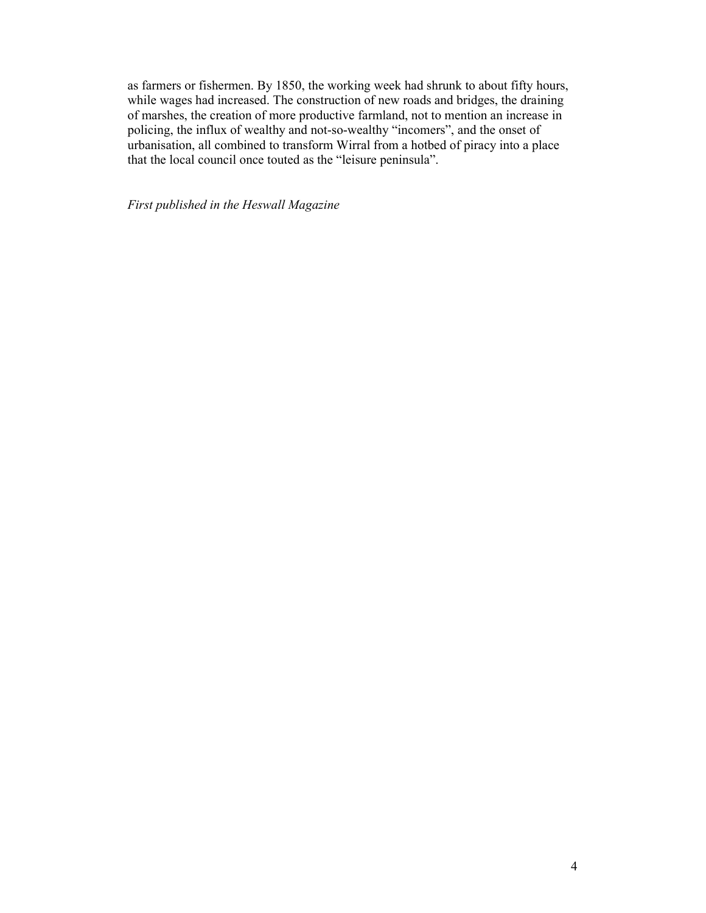as farmers or fishermen. By 1850, the working week had shrunk to about fifty hours, while wages had increased. The construction of new roads and bridges, the draining of marshes, the creation of more productive farmland, not to mention an increase in policing, the influx of wealthy and not-so-wealthy "incomers", and the onset of urbanisation, all combined to transform Wirral from a hotbed of piracy into a place that the local council once touted as the "leisure peninsula".

*First published in the Heswall Magazine*